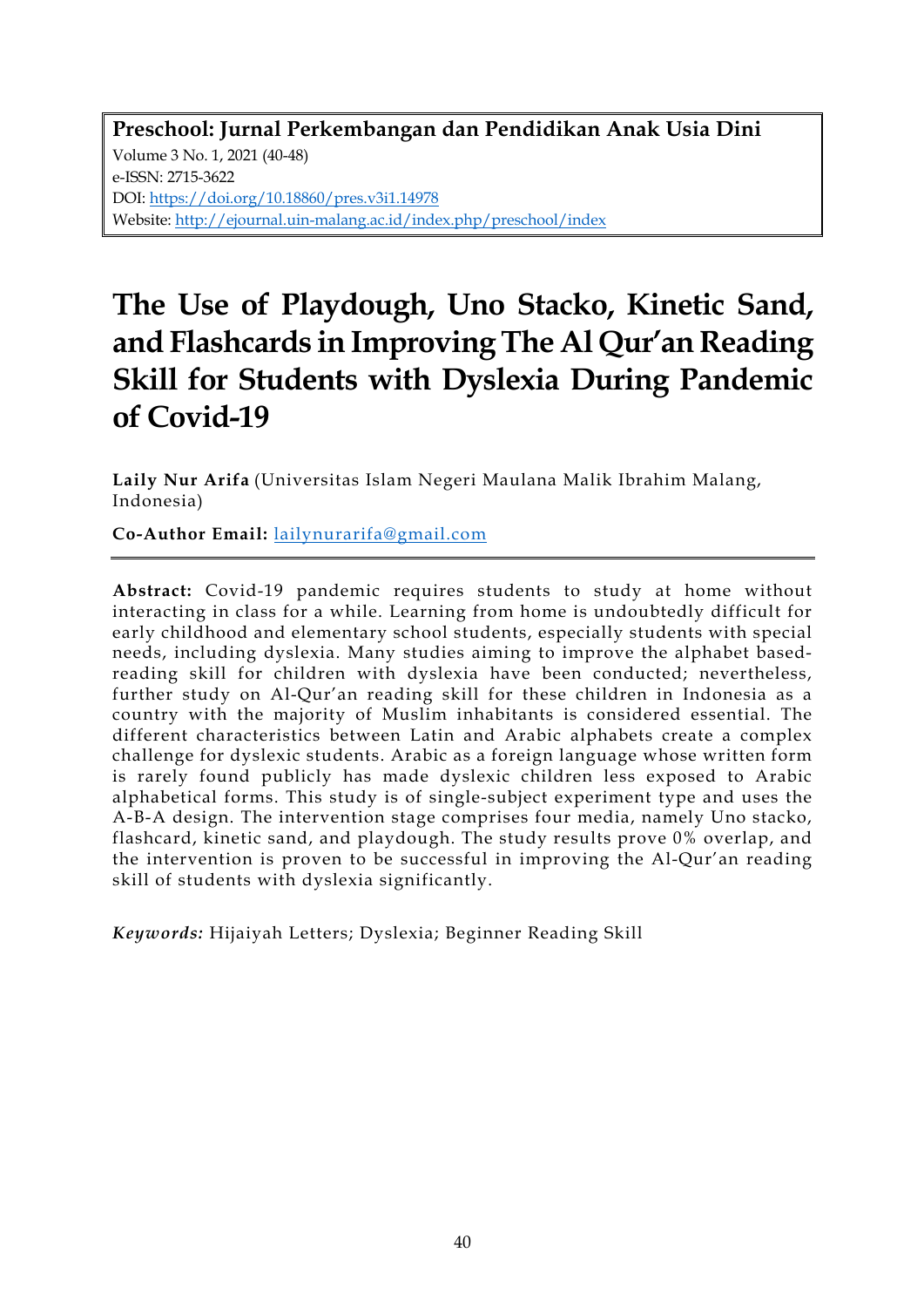**Preschool: Jurnal Perkembangan dan Pendidikan Anak Usia Dini**
Volume 3 No. 1, 2021 (40-48)
e-ISSN: 2715-3622
DOI: https://doi.org/10.18860/pres.v3i1.14978
Website: http://ejournal.uin-malang.ac.id/index.php/preschool/index

# The Use of Playdough, Uno Stacko, Kinetic Sand, and Flashcards in Improving The Al Qur'an Reading Skill for Students with Dyslexia During Pandemic of Covid-19

**Laily Nur Arifa** (Universitas Islam Negeri Maulana Malik Ibrahim Malang, Indonesia)

**Co-Author Email:** lailynurarifa@gmail.com

---

**Abstract:** Covid-19 pandemic requires students to study at home without interacting in class for a while. Learning from home is undoubtedly difficult for early childhood and elementary school students, especially students with special needs, including dyslexia. Many studies aiming to improve the alphabet based-reading skill for children with dyslexia have been conducted; nevertheless, further study on Al-Qur'an reading skill for these children in Indonesia as a country with the majority of Muslim inhabitants is considered essential. The different characteristics between Latin and Arabic alphabets create a complex challenge for dyslexic students. Arabic as a foreign language whose written form is rarely found publicly has made dyslexic children less exposed to Arabic alphabetical forms. This study is of single-subject experiment type and uses the A-B-A design. The intervention stage comprises four media, namely Uno stacko, flashcard, kinetic sand, and playdough. The study results prove 0% overlap, and the intervention is proven to be successful in improving the Al-Qur'an reading skill of students with dyslexia significantly.

*Keywords:* Hijaiyah Letters; Dyslexia; Beginner Reading Skill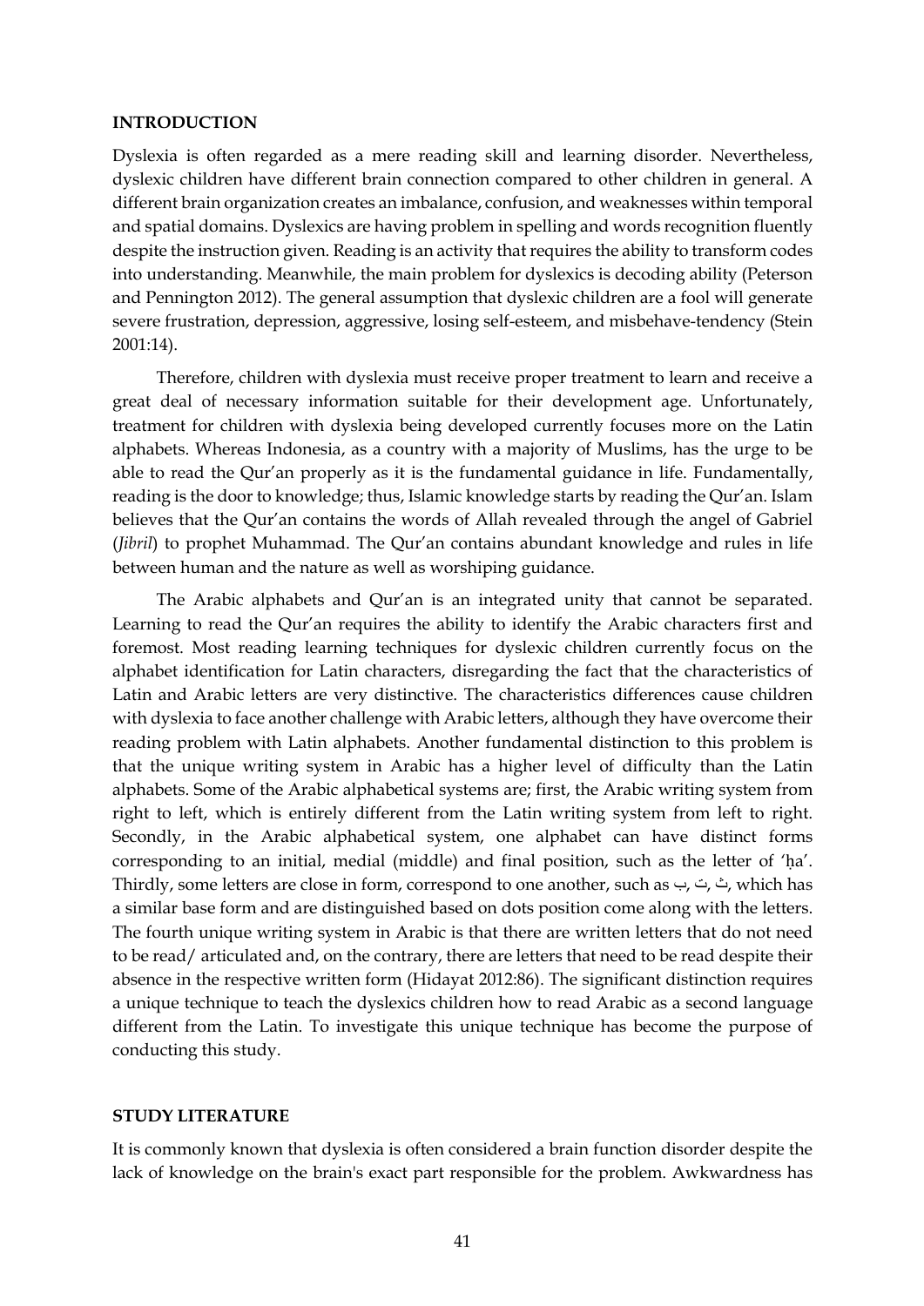## INTRODUCTION

Dyslexia is often regarded as a mere reading skill and learning disorder. Nevertheless, dyslexic children have different brain connection compared to other children in general. A different brain organization creates an imbalance, confusion, and weaknesses within temporal and spatial domains. Dyslexics are having problem in spelling and words recognition fluently despite the instruction given. Reading is an activity that requires the ability to transform codes into understanding. Meanwhile, the main problem for dyslexics is decoding ability (Peterson and Pennington 2012). The general assumption that dyslexic children are a fool will generate severe frustration, depression, aggressive, losing self-esteem, and misbehave-tendency (Stein 2001:14).

Therefore, children with dyslexia must receive proper treatment to learn and receive a great deal of necessary information suitable for their development age. Unfortunately, treatment for children with dyslexia being developed currently focuses more on the Latin alphabets. Whereas Indonesia, as a country with a majority of Muslims, has the urge to be able to read the Qur'an properly as it is the fundamental guidance in life. Fundamentally, reading is the door to knowledge; thus, Islamic knowledge starts by reading the Qur'an. Islam believes that the Qur'an contains the words of Allah revealed through the angel of Gabriel (*Jibril*) to prophet Muhammad. The Qur'an contains abundant knowledge and rules in life between human and the nature as well as worshiping guidance.

The Arabic alphabets and Qur'an is an integrated unity that cannot be separated. Learning to read the Qur'an requires the ability to identify the Arabic characters first and foremost. Most reading learning techniques for dyslexic children currently focus on the alphabet identification for Latin characters, disregarding the fact that the characteristics of Latin and Arabic letters are very distinctive. The characteristics differences cause children with dyslexia to face another challenge with Arabic letters, although they have overcome their reading problem with Latin alphabets. Another fundamental distinction to this problem is that the unique writing system in Arabic has a higher level of difficulty than the Latin alphabets. Some of the Arabic alphabetical systems are; first, the Arabic writing system from right to left, which is entirely different from the Latin writing system from left to right. Secondly, in the Arabic alphabetical system, one alphabet can have distinct forms corresponding to an initial, medial (middle) and final position, such as the letter of 'ḥa'. Thirdly, some letters are close in form, correspond to one another, such as ب, ت, ث, which has a similar base form and are distinguished based on dots position come along with the letters. The fourth unique writing system in Arabic is that there are written letters that do not need to be read/ articulated and, on the contrary, there are letters that need to be read despite their absence in the respective written form (Hidayat 2012:86). The significant distinction requires a unique technique to teach the dyslexics children how to read Arabic as a second language different from the Latin. To investigate this unique technique has become the purpose of conducting this study.

## STUDY LITERATURE

It is commonly known that dyslexia is often considered a brain function disorder despite the lack of knowledge on the brain's exact part responsible for the problem. Awkwardness has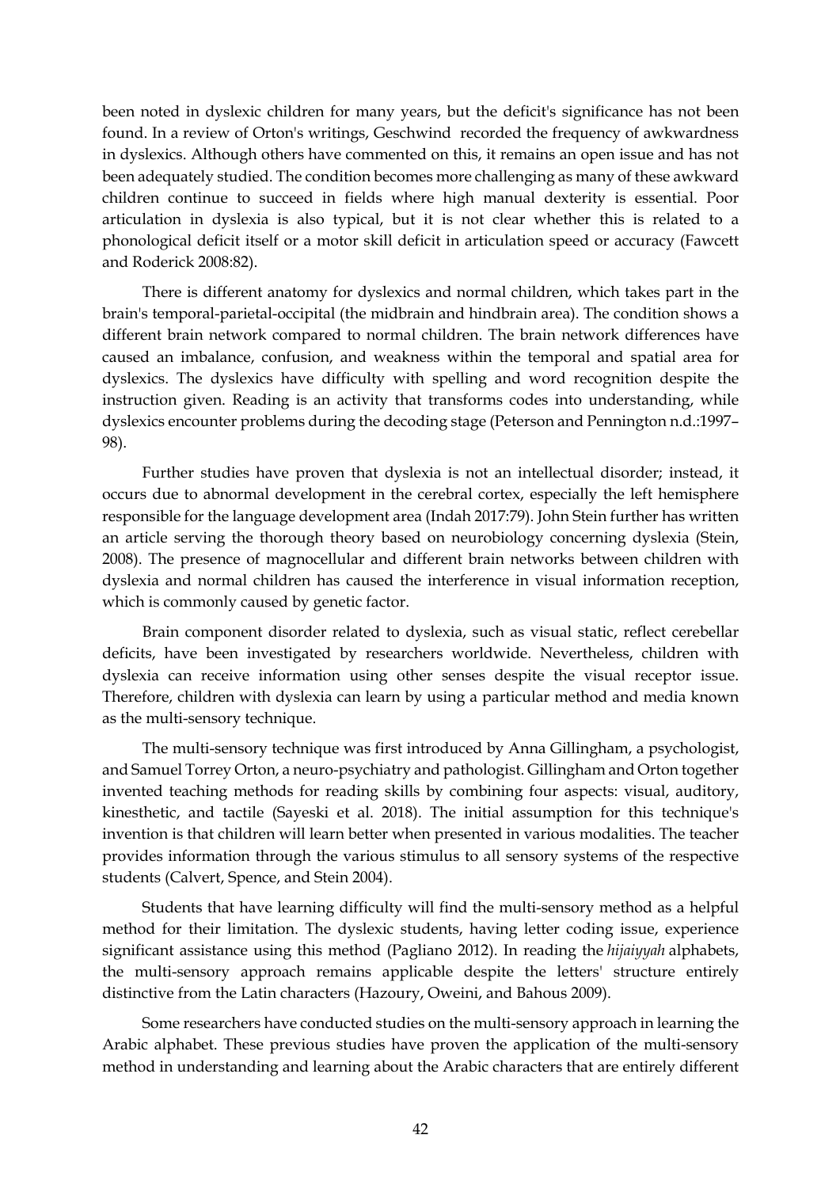been noted in dyslexic children for many years, but the deficit's significance has not been found. In a review of Orton's writings, Geschwind recorded the frequency of awkwardness in dyslexics. Although others have commented on this, it remains an open issue and has not been adequately studied. The condition becomes more challenging as many of these awkward children continue to succeed in fields where high manual dexterity is essential. Poor articulation in dyslexia is also typical, but it is not clear whether this is related to a phonological deficit itself or a motor skill deficit in articulation speed or accuracy (Fawcett and Roderick 2008:82).

There is different anatomy for dyslexics and normal children, which takes part in the brain's temporal-parietal-occipital (the midbrain and hindbrain area). The condition shows a different brain network compared to normal children. The brain network differences have caused an imbalance, confusion, and weakness within the temporal and spatial area for dyslexics. The dyslexics have difficulty with spelling and word recognition despite the instruction given. Reading is an activity that transforms codes into understanding, while dyslexics encounter problems during the decoding stage (Peterson and Pennington n.d.:1997–98).

Further studies have proven that dyslexia is not an intellectual disorder; instead, it occurs due to abnormal development in the cerebral cortex, especially the left hemisphere responsible for the language development area (Indah 2017:79). John Stein further has written an article serving the thorough theory based on neurobiology concerning dyslexia (Stein, 2008). The presence of magnocellular and different brain networks between children with dyslexia and normal children has caused the interference in visual information reception, which is commonly caused by genetic factor.

Brain component disorder related to dyslexia, such as visual static, reflect cerebellar deficits, have been investigated by researchers worldwide. Nevertheless, children with dyslexia can receive information using other senses despite the visual receptor issue. Therefore, children with dyslexia can learn by using a particular method and media known as the multi-sensory technique.

The multi-sensory technique was first introduced by Anna Gillingham, a psychologist, and Samuel Torrey Orton, a neuro-psychiatry and pathologist. Gillingham and Orton together invented teaching methods for reading skills by combining four aspects: visual, auditory, kinesthetic, and tactile (Sayeski et al. 2018). The initial assumption for this technique's invention is that children will learn better when presented in various modalities. The teacher provides information through the various stimulus to all sensory systems of the respective students (Calvert, Spence, and Stein 2004).

Students that have learning difficulty will find the multi-sensory method as a helpful method for their limitation. The dyslexic students, having letter coding issue, experience significant assistance using this method (Pagliano 2012). In reading the *hijaiyyah* alphabets, the multi-sensory approach remains applicable despite the letters' structure entirely distinctive from the Latin characters (Hazoury, Oweini, and Bahous 2009).

Some researchers have conducted studies on the multi-sensory approach in learning the Arabic alphabet. These previous studies have proven the application of the multi-sensory method in understanding and learning about the Arabic characters that are entirely different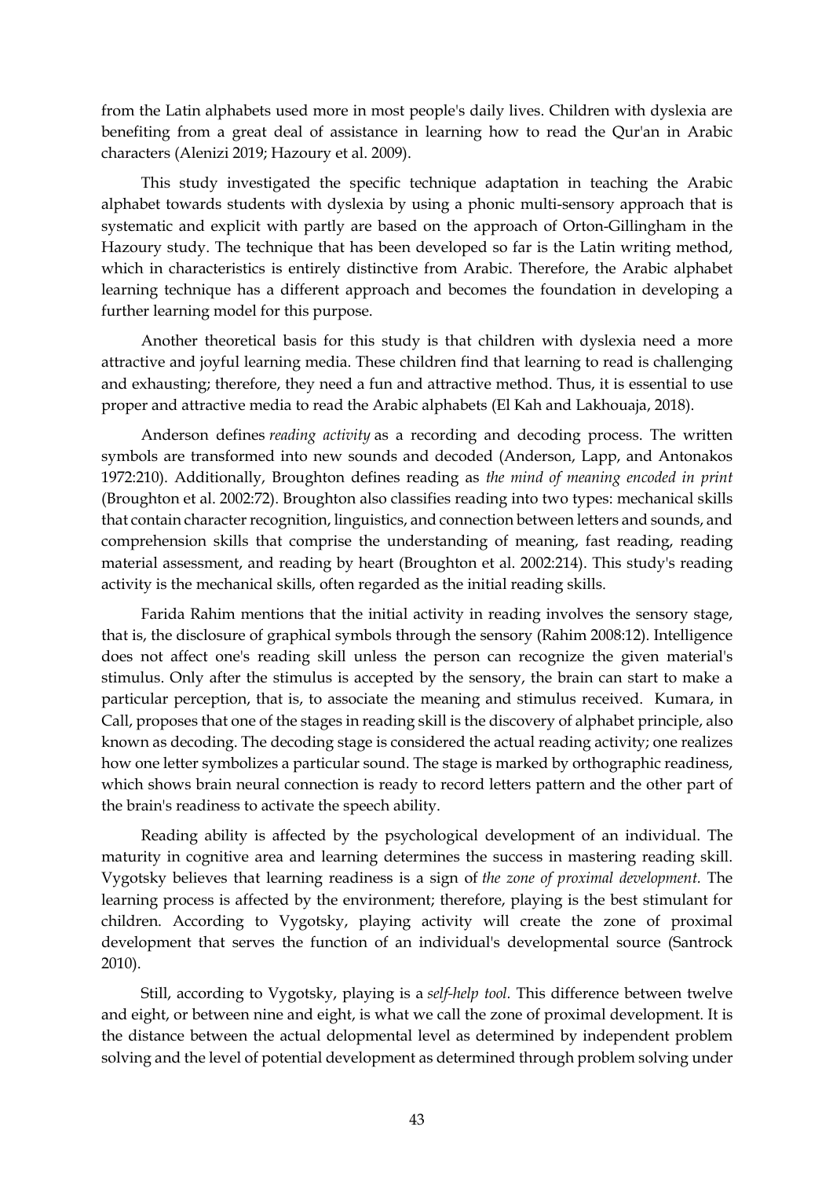from the Latin alphabets used more in most people's daily lives. Children with dyslexia are benefiting from a great deal of assistance in learning how to read the Qur'an in Arabic characters (Alenizi 2019; Hazoury et al. 2009).

This study investigated the specific technique adaptation in teaching the Arabic alphabet towards students with dyslexia by using a phonic multi-sensory approach that is systematic and explicit with partly are based on the approach of Orton-Gillingham in the Hazoury study. The technique that has been developed so far is the Latin writing method, which in characteristics is entirely distinctive from Arabic. Therefore, the Arabic alphabet learning technique has a different approach and becomes the foundation in developing a further learning model for this purpose.

Another theoretical basis for this study is that children with dyslexia need a more attractive and joyful learning media. These children find that learning to read is challenging and exhausting; therefore, they need a fun and attractive method. Thus, it is essential to use proper and attractive media to read the Arabic alphabets (El Kah and Lakhouaja, 2018).

Anderson defines *reading activity* as a recording and decoding process. The written symbols are transformed into new sounds and decoded (Anderson, Lapp, and Antonakos 1972:210). Additionally, Broughton defines reading as *the mind of meaning encoded in print* (Broughton et al. 2002:72). Broughton also classifies reading into two types: mechanical skills that contain character recognition, linguistics, and connection between letters and sounds, and comprehension skills that comprise the understanding of meaning, fast reading, reading material assessment, and reading by heart (Broughton et al. 2002:214). This study's reading activity is the mechanical skills, often regarded as the initial reading skills.

Farida Rahim mentions that the initial activity in reading involves the sensory stage, that is, the disclosure of graphical symbols through the sensory (Rahim 2008:12). Intelligence does not affect one's reading skill unless the person can recognize the given material's stimulus. Only after the stimulus is accepted by the sensory, the brain can start to make a particular perception, that is, to associate the meaning and stimulus received. Kumara, in Call, proposes that one of the stages in reading skill is the discovery of alphabet principle, also known as decoding. The decoding stage is considered the actual reading activity; one realizes how one letter symbolizes a particular sound. The stage is marked by orthographic readiness, which shows brain neural connection is ready to record letters pattern and the other part of the brain's readiness to activate the speech ability.

Reading ability is affected by the psychological development of an individual. The maturity in cognitive area and learning determines the success in mastering reading skill. Vygotsky believes that learning readiness is a sign of *the zone of proximal development.* The learning process is affected by the environment; therefore, playing is the best stimulant for children. According to Vygotsky, playing activity will create the zone of proximal development that serves the function of an individual's developmental source (Santrock 2010).

Still, according to Vygotsky, playing is a *self-help tool.* This difference between twelve and eight, or between nine and eight, is what we call the zone of proximal development. It is the distance between the actual delopmental level as determined by independent problem solving and the level of potential development as determined through problem solving under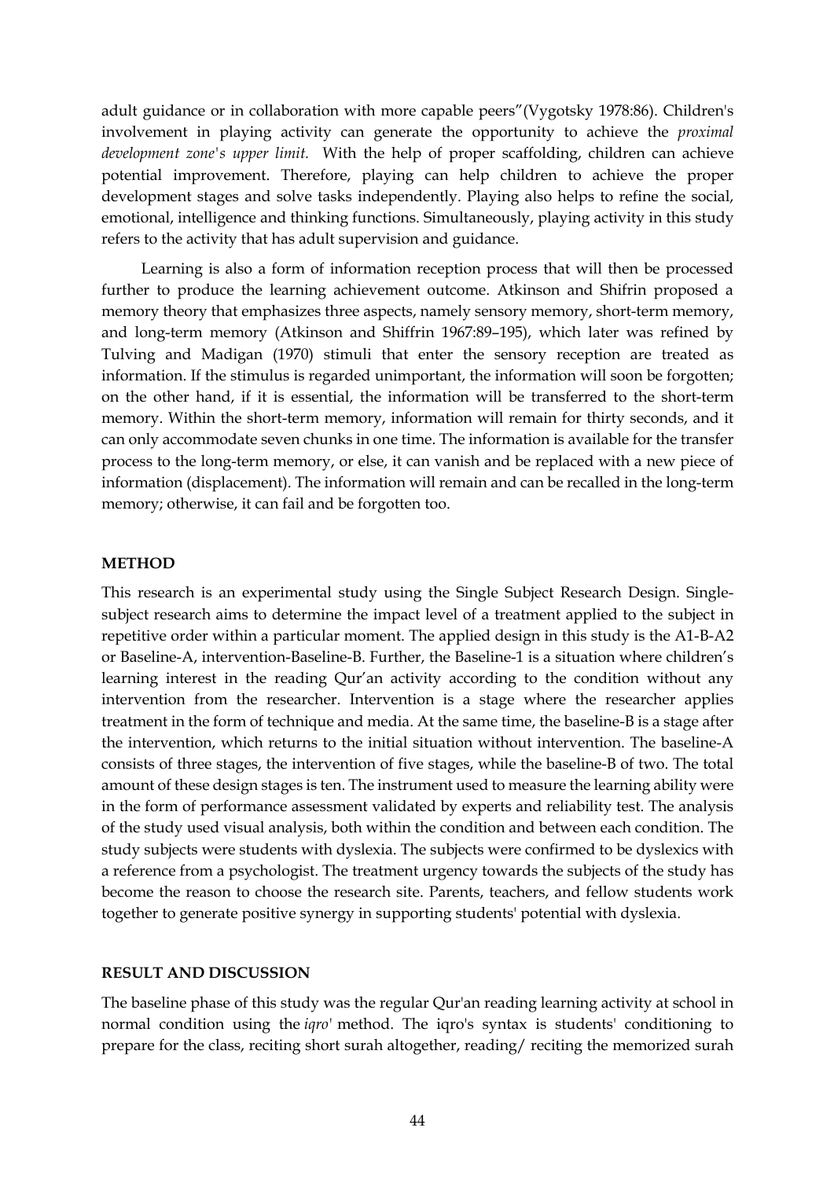adult guidance or in collaboration with more capable peers"(Vygotsky 1978:86). Children's involvement in playing activity can generate the opportunity to achieve the *proximal development zone's upper limit.* With the help of proper scaffolding, children can achieve potential improvement. Therefore, playing can help children to achieve the proper development stages and solve tasks independently. Playing also helps to refine the social, emotional, intelligence and thinking functions. Simultaneously, playing activity in this study refers to the activity that has adult supervision and guidance.

Learning is also a form of information reception process that will then be processed further to produce the learning achievement outcome. Atkinson and Shifrin proposed a memory theory that emphasizes three aspects, namely sensory memory, short-term memory, and long-term memory (Atkinson and Shiffrin 1967:89–195), which later was refined by Tulving and Madigan (1970) stimuli that enter the sensory reception are treated as information. If the stimulus is regarded unimportant, the information will soon be forgotten; on the other hand, if it is essential, the information will be transferred to the short-term memory. Within the short-term memory, information will remain for thirty seconds, and it can only accommodate seven chunks in one time. The information is available for the transfer process to the long-term memory, or else, it can vanish and be replaced with a new piece of information (displacement). The information will remain and can be recalled in the long-term memory; otherwise, it can fail and be forgotten too.

## METHOD

This research is an experimental study using the Single Subject Research Design. Single-subject research aims to determine the impact level of a treatment applied to the subject in repetitive order within a particular moment. The applied design in this study is the A1-B-A2 or Baseline-A, intervention-Baseline-B. Further, the Baseline-1 is a situation where children's learning interest in the reading Qur'an activity according to the condition without any intervention from the researcher. Intervention is a stage where the researcher applies treatment in the form of technique and media. At the same time, the baseline-B is a stage after the intervention, which returns to the initial situation without intervention. The baseline-A consists of three stages, the intervention of five stages, while the baseline-B of two. The total amount of these design stages is ten. The instrument used to measure the learning ability were in the form of performance assessment validated by experts and reliability test. The analysis of the study used visual analysis, both within the condition and between each condition. The study subjects were students with dyslexia. The subjects were confirmed to be dyslexics with a reference from a psychologist. The treatment urgency towards the subjects of the study has become the reason to choose the research site. Parents, teachers, and fellow students work together to generate positive synergy in supporting students' potential with dyslexia.

## RESULT AND DISCUSSION

The baseline phase of this study was the regular Qur'an reading learning activity at school in normal condition using the *iqro'* method. The iqro's syntax is students' conditioning to prepare for the class, reciting short surah altogether, reading/ reciting the memorized surah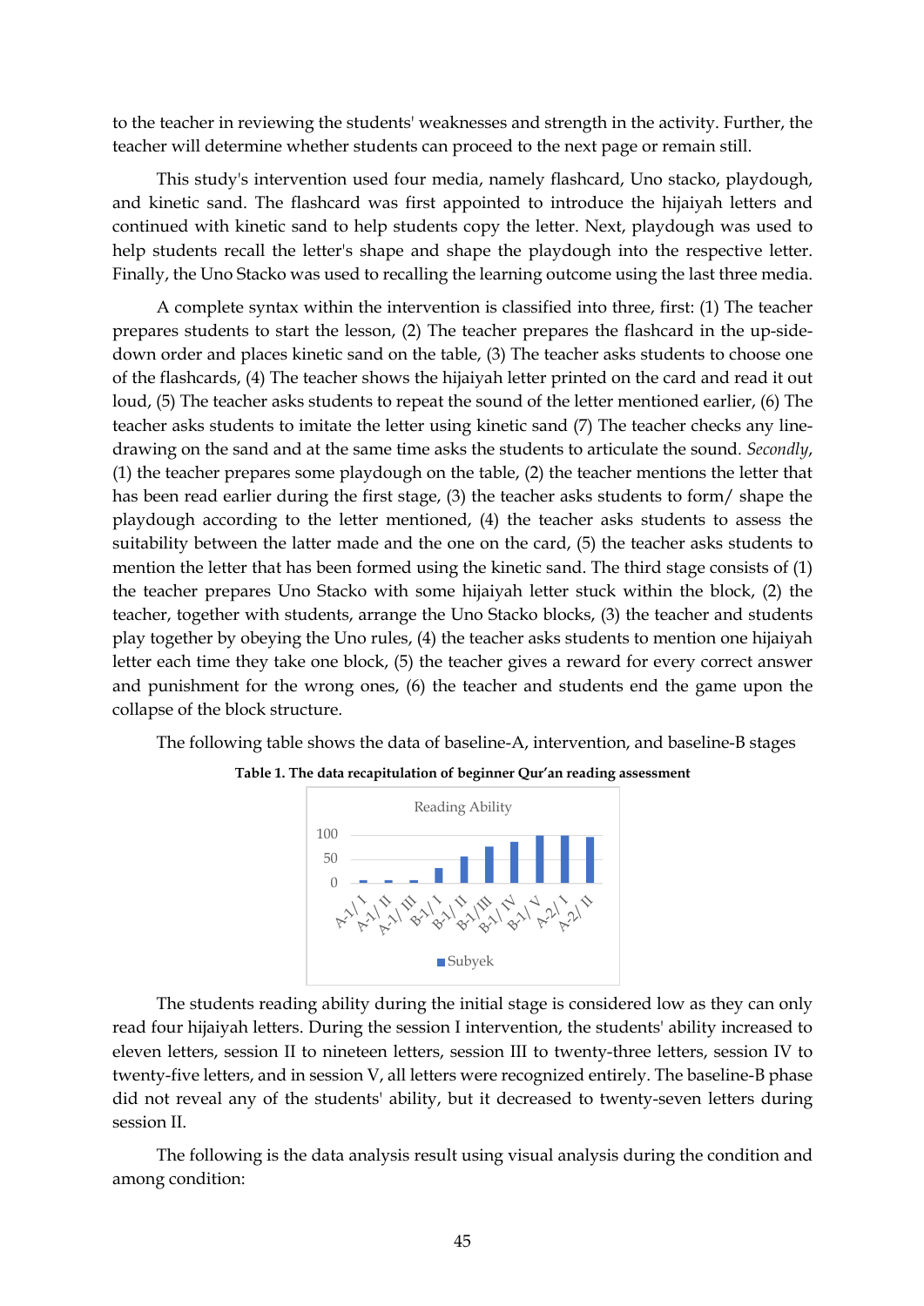to the teacher in reviewing the students' weaknesses and strength in the activity. Further, the teacher will determine whether students can proceed to the next page or remain still.

This study's intervention used four media, namely flashcard, Uno stacko, playdough, and kinetic sand. The flashcard was first appointed to introduce the hijaiyah letters and continued with kinetic sand to help students copy the letter. Next, playdough was used to help students recall the letter's shape and shape the playdough into the respective letter. Finally, the Uno Stacko was used to recalling the learning outcome using the last three media.

A complete syntax within the intervention is classified into three, first: (1) The teacher prepares students to start the lesson, (2) The teacher prepares the flashcard in the up-side-down order and places kinetic sand on the table, (3) The teacher asks students to choose one of the flashcards, (4) The teacher shows the hijaiyah letter printed on the card and read it out loud, (5) The teacher asks students to repeat the sound of the letter mentioned earlier, (6) The teacher asks students to imitate the letter using kinetic sand (7) The teacher checks any line-drawing on the sand and at the same time asks the students to articulate the sound. *Secondly*, (1) the teacher prepares some playdough on the table, (2) the teacher mentions the letter that has been read earlier during the first stage, (3) the teacher asks students to form/ shape the playdough according to the letter mentioned, (4) the teacher asks students to assess the suitability between the latter made and the one on the card, (5) the teacher asks students to mention the letter that has been formed using the kinetic sand. The third stage consists of (1) the teacher prepares Uno Stacko with some hijaiyah letter stuck within the block, (2) the teacher, together with students, arrange the Uno Stacko blocks, (3) the teacher and students play together by obeying the Uno rules, (4) the teacher asks students to mention one hijaiyah letter each time they take one block, (5) the teacher gives a reward for every correct answer and punishment for the wrong ones, (6) the teacher and students end the game upon the collapse of the block structure.

The following table shows the data of baseline-A, intervention, and baseline-B stages

**Table 1. The data recapitulation of beginner Qur'an reading assessment**

Reading Ability

100
50
0

A-1/ I, A-1/ II, A-1/ III, B-1/ I, B-1/ II, B-1/III, B-1/ IV, B-1/ V, A-2/ I, A-2/ II

■ Subyek

The students reading ability during the initial stage is considered low as they can only read four hijaiyah letters. During the session I intervention, the students' ability increased to eleven letters, session II to nineteen letters, session III to twenty-three letters, session IV to twenty-five letters, and in session V, all letters were recognized entirely. The baseline-B phase did not reveal any of the students' ability, but it decreased to twenty-seven letters during session II.

The following is the data analysis result using visual analysis during the condition and among condition: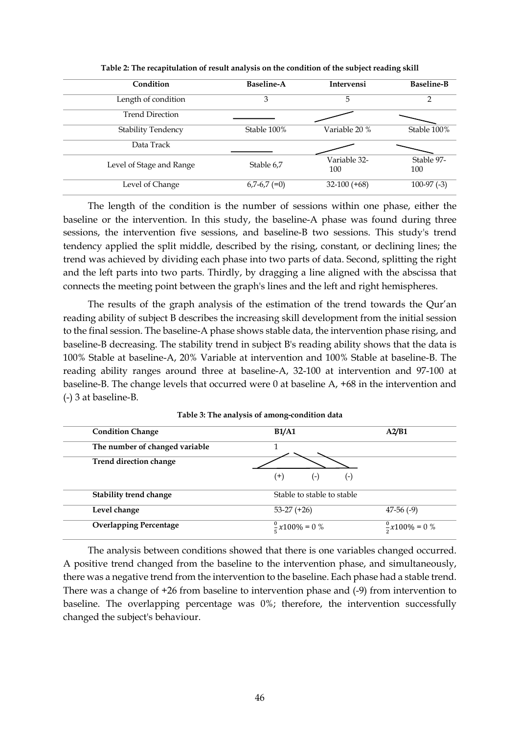**Table 2: The recapitulation of result analysis on the condition of the subject reading skill**

| Condition | Baseline-A | Intervensi | Baseline-B |
|---|---|---|---|
| Length of condition | 3 | 5 | 2 |
| Trend Direction | ——— | ╱ | ╲ |
| Stability Tendency | Stable 100% | Variable 20 % | Stable 100% |
| Data Track | ——— | ╱ | ╲ |
| Level of Stage and Range | Stable 6,7 | Variable 32-100 | Stable 97-100 |
| Level of Change | 6,7-6,7 (=0) | 32-100 (+68) | 100-97 (-3) |

The length of the condition is the number of sessions within one phase, either the baseline or the intervention. In this study, the baseline-A phase was found during three sessions, the intervention five sessions, and baseline-B two sessions. This study's trend tendency applied the split middle, described by the rising, constant, or declining lines; the trend was achieved by dividing each phase into two parts of data. Second, splitting the right and the left parts into two parts. Thirdly, by dragging a line aligned with the abscissa that connects the meeting point between the graph's lines and the left and right hemispheres.

The results of the graph analysis of the estimation of the trend towards the Qur'an reading ability of subject B describes the increasing skill development from the initial session to the final session. The baseline-A phase shows stable data, the intervention phase rising, and baseline-B decreasing. The stability trend in subject B's reading ability shows that the data is 100% Stable at baseline-A, 20% Variable at intervention and 100% Stable at baseline-B. The reading ability ranges around three at baseline-A, 32-100 at intervention and 97-100 at baseline-B. The change levels that occurred were 0 at baseline A, +68 in the intervention and (-) 3 at baseline-B.

**Table 3: The analysis of among-condition data**

| **Condition Change** | **B1/A1** | **A2/B1** |
|---|---|---|
| **The number of changed variable** | 1 | |
| **Trend direction change** | ╱ (+) ╲ (-) ╲ (-) | |
| **Stability trend change** | Stable to stable to stable | |
| **Level change** | 53-27 (+26) | 47-56 (-9) |
| **Overlapping Percentage** | $\frac{0}{5}x100\% = 0$ % | $\frac{0}{2}x100\% = 0$ % |

The analysis between conditions showed that there is one variables changed occurred. A positive trend changed from the baseline to the intervention phase, and simultaneously, there was a negative trend from the intervention to the baseline. Each phase had a stable trend. There was a change of +26 from baseline to intervention phase and (-9) from intervention to baseline. The overlapping percentage was 0%; therefore, the intervention successfully changed the subject's behaviour.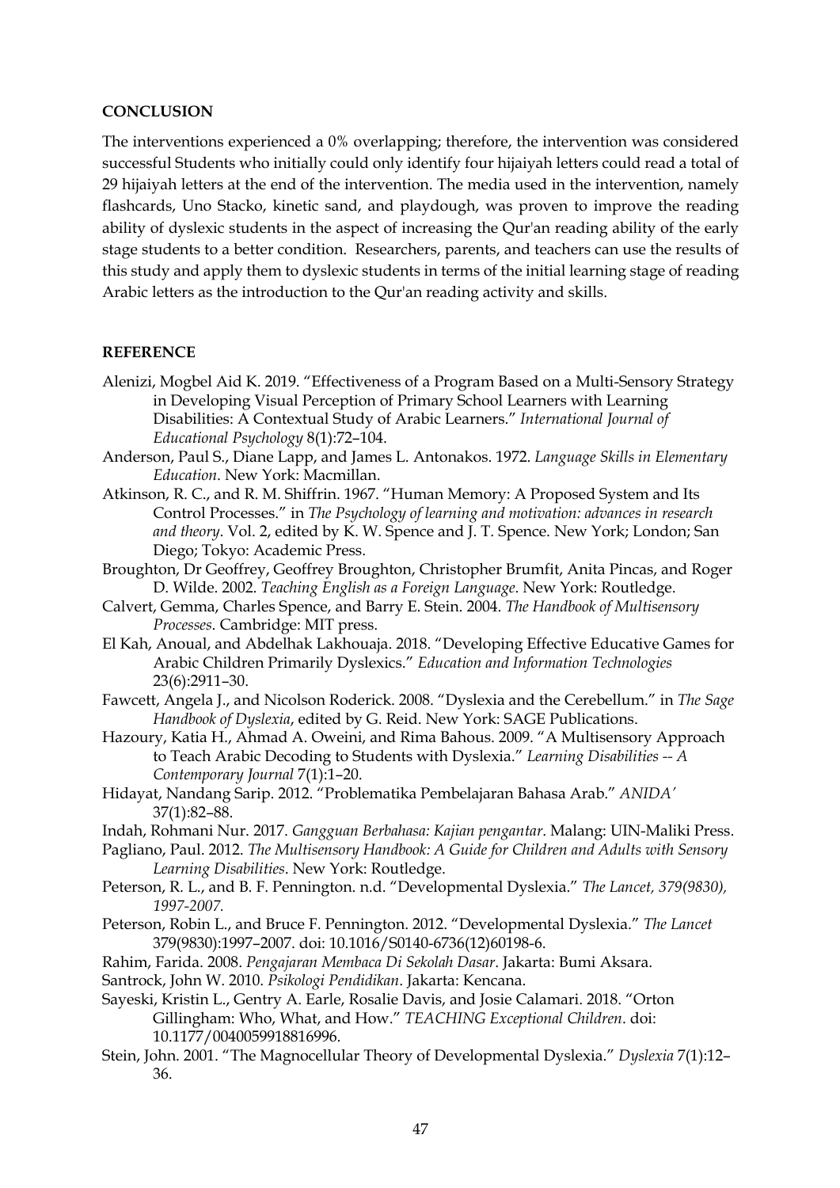## CONCLUSION

The interventions experienced a 0% overlapping; therefore, the intervention was considered successful Students who initially could only identify four hijaiyah letters could read a total of 29 hijaiyah letters at the end of the intervention. The media used in the intervention, namely flashcards, Uno Stacko, kinetic sand, and playdough, was proven to improve the reading ability of dyslexic students in the aspect of increasing the Qur'an reading ability of the early stage students to a better condition. Researchers, parents, and teachers can use the results of this study and apply them to dyslexic students in terms of the initial learning stage of reading Arabic letters as the introduction to the Qur'an reading activity and skills.

## REFERENCE

Alenizi, Mogbel Aid K. 2019. "Effectiveness of a Program Based on a Multi-Sensory Strategy in Developing Visual Perception of Primary School Learners with Learning Disabilities: A Contextual Study of Arabic Learners." *International Journal of Educational Psychology* 8(1):72–104.

Anderson, Paul S., Diane Lapp, and James L. Antonakos. 1972. *Language Skills in Elementary Education*. New York: Macmillan.

Atkinson, R. C., and R. M. Shiffrin. 1967. "Human Memory: A Proposed System and Its Control Processes." in *The Psychology of learning and motivation: advances in research and theory*. Vol. 2, edited by K. W. Spence and J. T. Spence. New York; London; San Diego; Tokyo: Academic Press.

Broughton, Dr Geoffrey, Geoffrey Broughton, Christopher Brumfit, Anita Pincas, and Roger D. Wilde. 2002. *Teaching English as a Foreign Language*. New York: Routledge.

Calvert, Gemma, Charles Spence, and Barry E. Stein. 2004. *The Handbook of Multisensory Processes*. Cambridge: MIT press.

El Kah, Anoual, and Abdelhak Lakhouaja. 2018. "Developing Effective Educative Games for Arabic Children Primarily Dyslexics." *Education and Information Technologies* 23(6):2911–30.

Fawcett, Angela J., and Nicolson Roderick. 2008. "Dyslexia and the Cerebellum." in *The Sage Handbook of Dyslexia*, edited by G. Reid. New York: SAGE Publications.

Hazoury, Katia H., Ahmad A. Oweini, and Rima Bahous. 2009. "A Multisensory Approach to Teach Arabic Decoding to Students with Dyslexia." *Learning Disabilities -- A Contemporary Journal* 7(1):1–20.

Hidayat, Nandang Sarip. 2012. "Problematika Pembelajaran Bahasa Arab." *ANIDA'* 37(1):82–88.

Indah, Rohmani Nur. 2017. *Gangguan Berbahasa: Kajian pengantar*. Malang: UIN-Maliki Press.

Pagliano, Paul. 2012. *The Multisensory Handbook: A Guide for Children and Adults with Sensory Learning Disabilities*. New York: Routledge.

Peterson, R. L., and B. F. Pennington. n.d. "Developmental Dyslexia." *The Lancet, 379(9830), 1997-2007.*

Peterson, Robin L., and Bruce F. Pennington. 2012. "Developmental Dyslexia." *The Lancet* 379(9830):1997–2007. doi: 10.1016/S0140-6736(12)60198-6.

Rahim, Farida. 2008. *Pengajaran Membaca Di Sekolah Dasar*. Jakarta: Bumi Aksara.

Santrock, John W. 2010. *Psikologi Pendidikan*. Jakarta: Kencana.

Sayeski, Kristin L., Gentry A. Earle, Rosalie Davis, and Josie Calamari. 2018. "Orton Gillingham: Who, What, and How." *TEACHING Exceptional Children*. doi: 10.1177/0040059918816996.

Stein, John. 2001. "The Magnocellular Theory of Developmental Dyslexia." *Dyslexia* 7(1):12–36.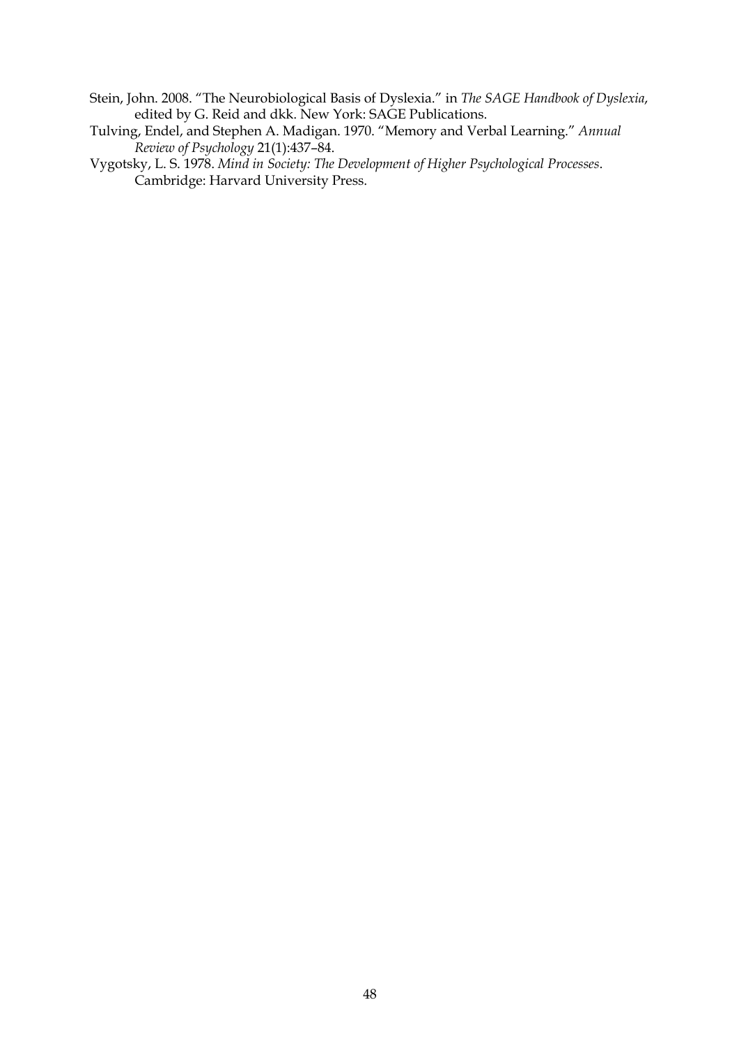Stein, John. 2008. “The Neurobiological Basis of Dyslexia.” in *The SAGE Handbook of Dyslexia*, edited by G. Reid and dkk. New York: SAGE Publications.

Tulving, Endel, and Stephen A. Madigan. 1970. “Memory and Verbal Learning.” *Annual Review of Psychology* 21(1):437–84.

Vygotsky, L. S. 1978. *Mind in Society: The Development of Higher Psychological Processes*. Cambridge: Harvard University Press.